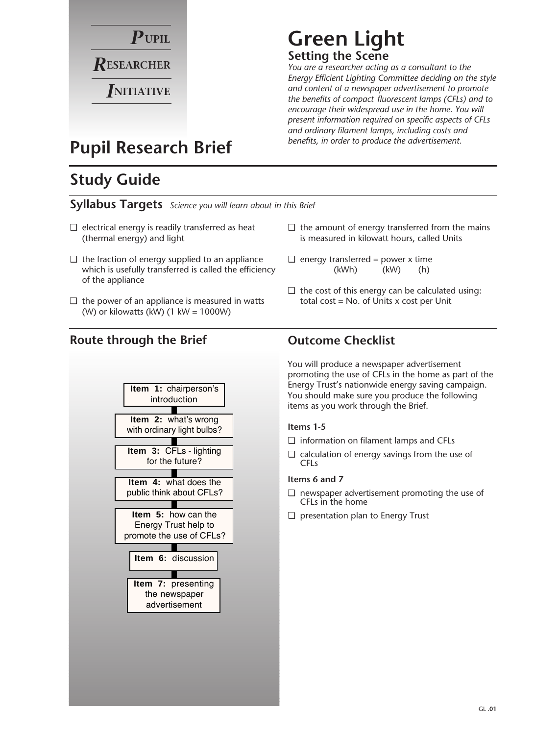**P**UPIL
**R**ESEARCHER
**I**NITIATIVE

# Green Light

## Setting the Scene

*You are a researcher acting as a consultant to the Energy Efficient Lighting Committee deciding on the style and content of a newspaper advertisement to promote the benefits of compact fluorescent lamps (CFLs) and to encourage their widespread use in the home. You will present information required on specific aspects of CFLs and ordinary filament lamps, including costs and benefits, in order to produce the advertisement.*

# Pupil Research Brief

## Study Guide

### Syllabus Targets *Science you will learn about in this Brief*

- ❑ electrical energy is readily transferred as heat (thermal energy) and light
- ❑ the fraction of energy supplied to an appliance which is usefully transferred is called the efficiency of the appliance
- ❑ the power of an appliance is measured in watts (W) or kilowatts (kW) (1 kW = 1000W)
- ❑ the amount of energy transferred from the mains is measured in kilowatt hours, called Units
- ❑ energy transferred = power x time
  (kWh) (kW) (h)
- ❑ the cost of this energy can be calculated using: total cost = No. of Units x cost per Unit

### Route through the Brief

- **Item 1:** chairperson's introduction
- **Item 2:** what's wrong with ordinary light bulbs?
- **Item 3:** CFLs - lighting for the future?
- **Item 4:** what does the public think about CFLs?
- **Item 5:** how can the Energy Trust help to promote the use of CFLs?
- **Item 6:** discussion
- **Item 7:** presenting the newspaper advertisement

### Outcome Checklist

You will produce a newspaper advertisement promoting the use of CFLs in the home as part of the Energy Trust's nationwide energy saving campaign. You should make sure you produce the following items as you work through the Brief.

**Items 1-5**

- ❑ information on filament lamps and CFLs
- ❑ calculation of energy savings from the use of CFLs

**Items 6 and 7**

- ❑ newspaper advertisement promoting the use of CFLs in the home
- ❑ presentation plan to Energy Trust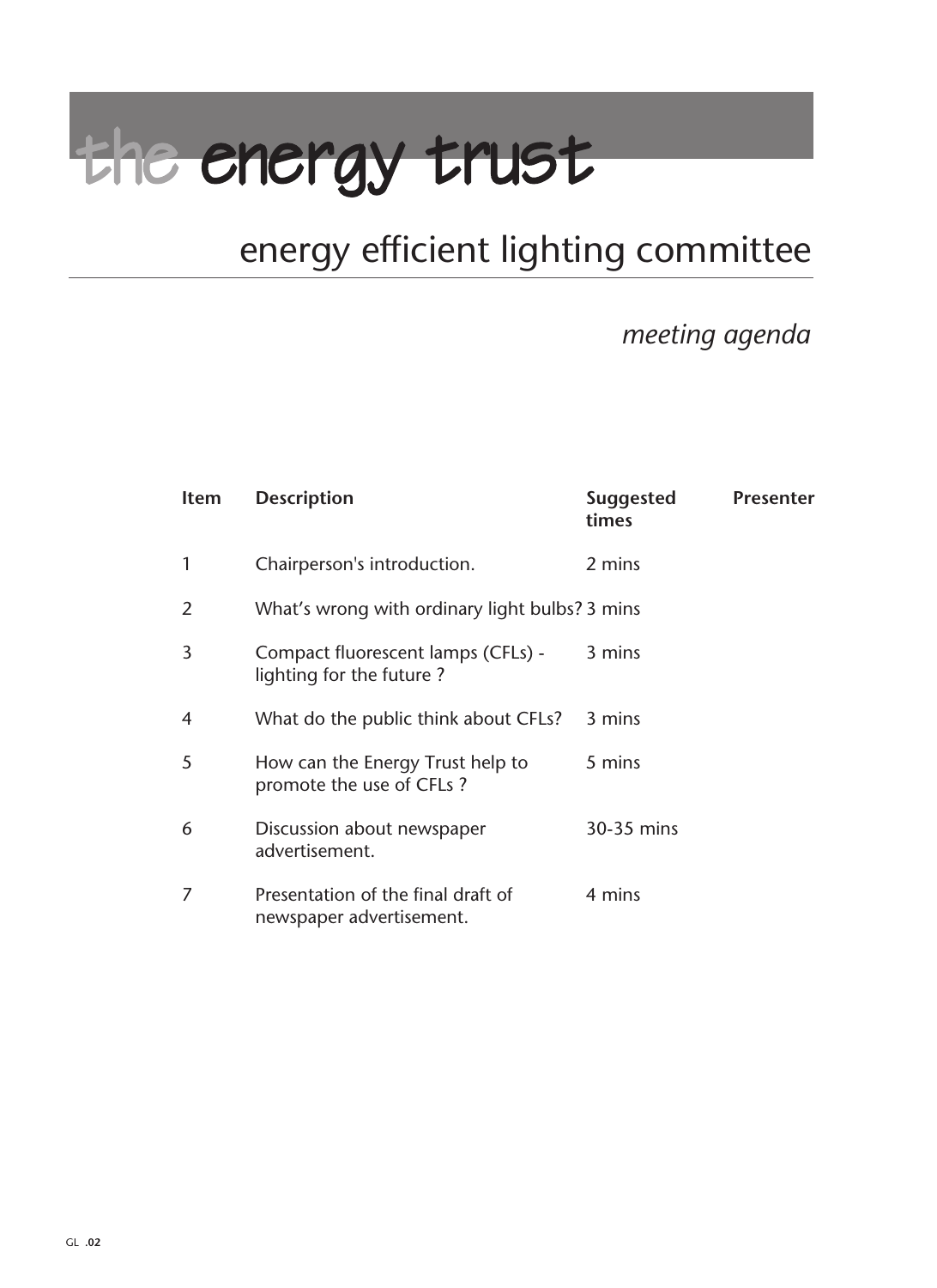# the energy trust

## energy efficient lighting committee

*meeting agenda*

| Item | Description | Suggested times | Presenter |
|---|---|---|---|
| 1 | Chairperson's introduction. | 2 mins | |
| 2 | What's wrong with ordinary light bulbs? | 3 mins | |
| 3 | Compact fluorescent lamps (CFLs) - lighting for the future ? | 3 mins | |
| 4 | What do the public think about CFLs? | 3 mins | |
| 5 | How can the Energy Trust help to promote the use of CFLs ? | 5 mins | |
| 6 | Discussion about newspaper advertisement. | 30-35 mins | |
| 7 | Presentation of the final draft of newspaper advertisement. | 4 mins | |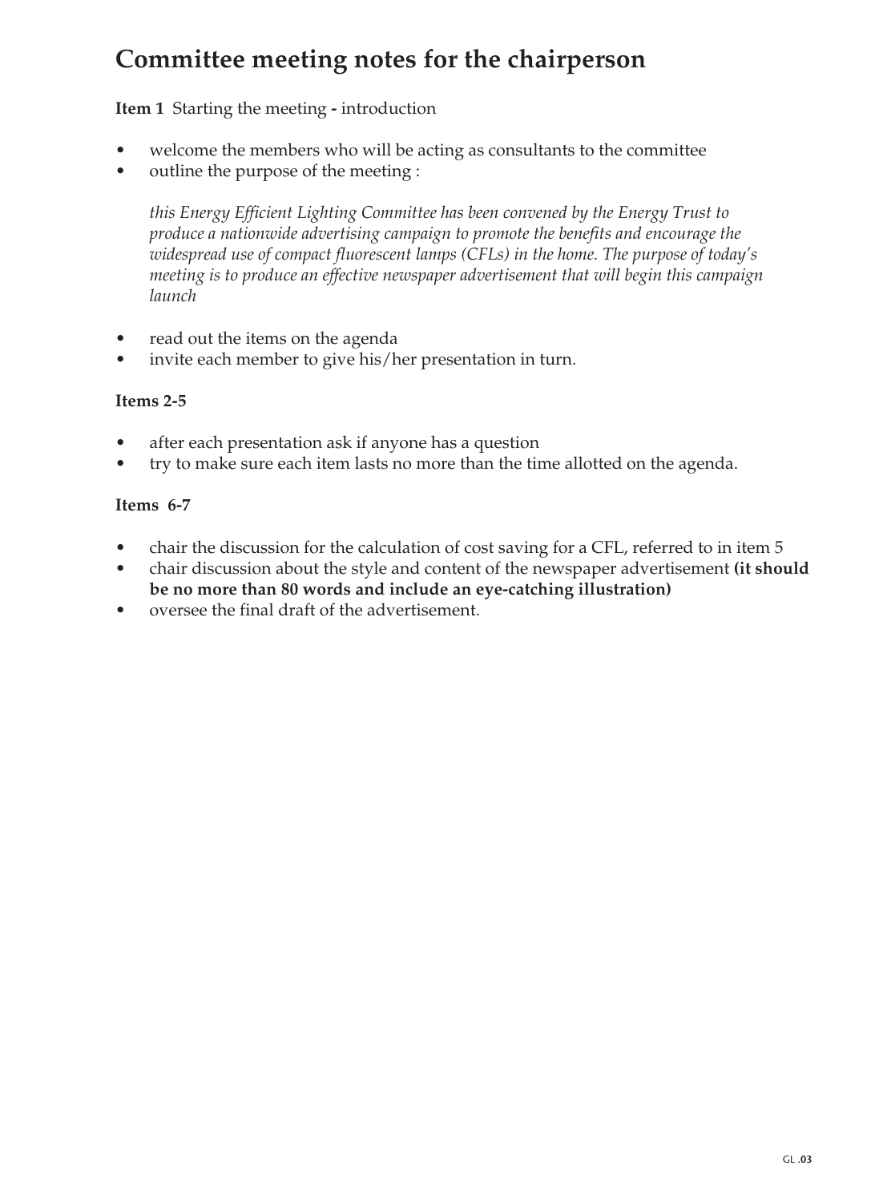# Committee meeting notes for the chairperson

**Item 1** Starting the meeting **-** introduction

- welcome the members who will be acting as consultants to the committee
- outline the purpose of the meeting :

  *this Energy Efficient Lighting Committee has been convened by the Energy Trust to produce a nationwide advertising campaign to promote the benefits and encourage the widespread use of compact fluorescent lamps (CFLs) in the home. The purpose of today's meeting is to produce an effective newspaper advertisement that will begin this campaign launch*

- read out the items on the agenda
- invite each member to give his/her presentation in turn.

**Items 2-5**

- after each presentation ask if anyone has a question
- try to make sure each item lasts no more than the time allotted on the agenda.

**Items 6-7**

- chair the discussion for the calculation of cost saving for a CFL, referred to in item 5
- chair discussion about the style and content of the newspaper advertisement **(it should be no more than 80 words and include an eye-catching illustration)**
- oversee the final draft of the advertisement.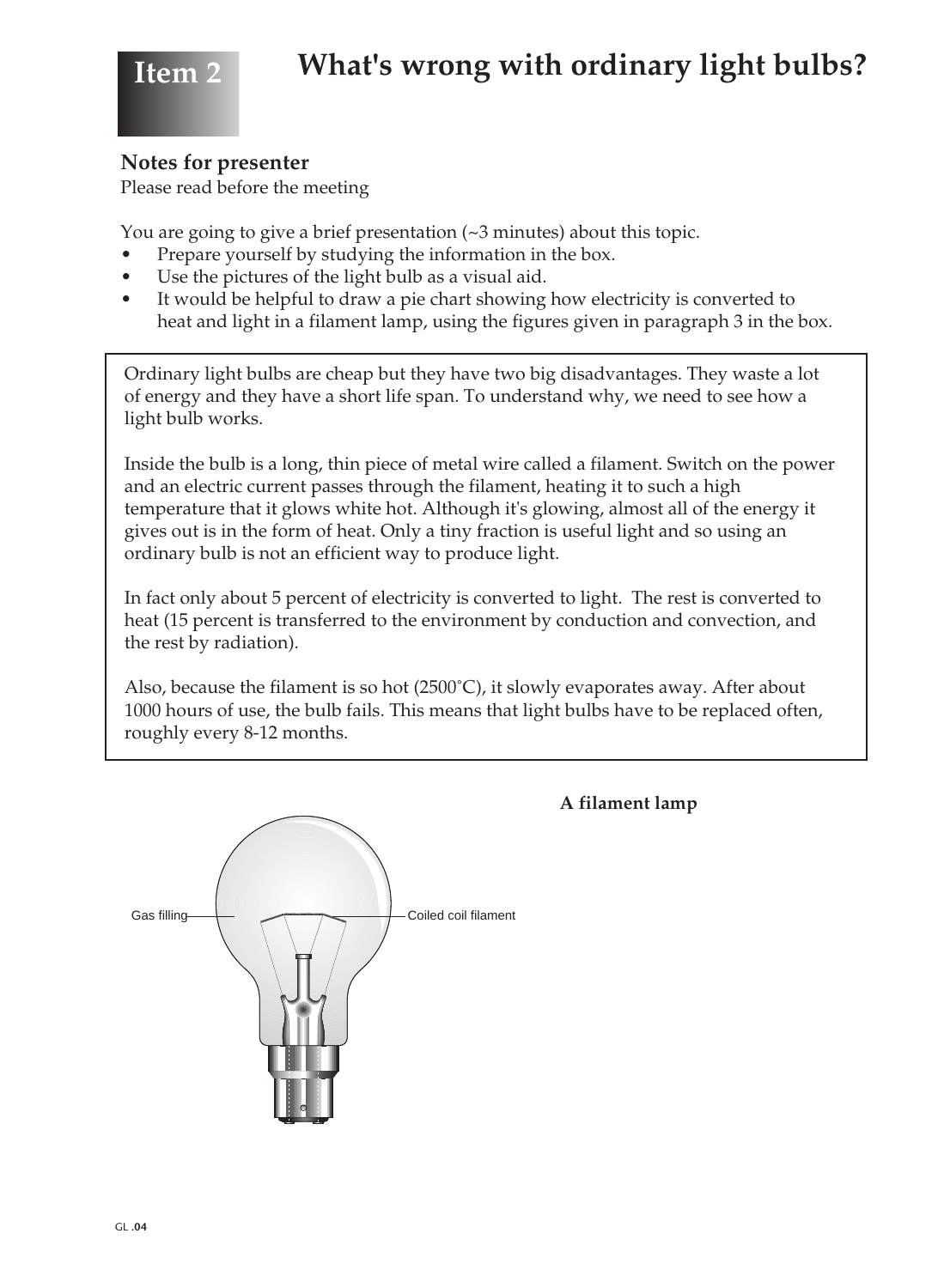# Item 2

# What's wrong with ordinary light bulbs?

**Notes for presenter**
Please read before the meeting

You are going to give a brief presentation (~3 minutes) about this topic.

- Prepare yourself by studying the information in the box.
- Use the pictures of the light bulb as a visual aid.
- It would be helpful to draw a pie chart showing how electricity is converted to heat and light in a filament lamp, using the figures given in paragraph 3 in the box.

> Ordinary light bulbs are cheap but they have two big disadvantages. They waste a lot of energy and they have a short life span. To understand why, we need to see how a light bulb works.
>
> Inside the bulb is a long, thin piece of metal wire called a filament. Switch on the power and an electric current passes through the filament, heating it to such a high temperature that it glows white hot. Although it's glowing, almost all of the energy it gives out is in the form of heat. Only a tiny fraction is useful light and so using an ordinary bulb is not an efficient way to produce light.
>
> In fact only about 5 percent of electricity is converted to light. The rest is converted to heat (15 percent is transferred to the environment by conduction and convection, and the rest by radiation).
>
> Also, because the filament is so hot (2500˚C), it slowly evaporates away. After about 1000 hours of use, the bulb fails. This means that light bulbs have to be replaced often, roughly every 8-12 months.

**A filament lamp**

Gas filling

Coiled coil filament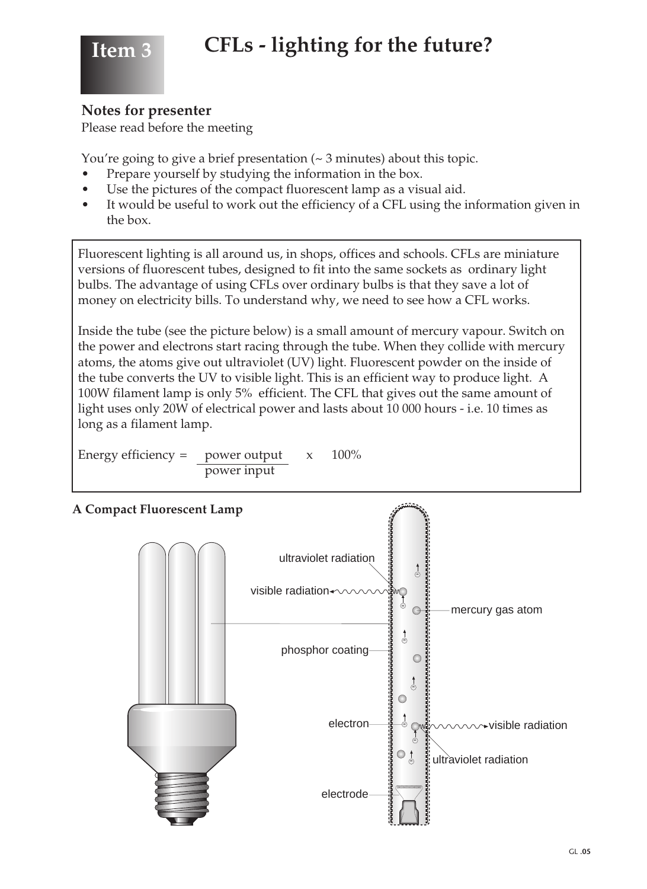# Item 3 CFLs - lighting for the future?

**Notes for presenter**
Please read before the meeting

You're going to give a brief presentation (~ 3 minutes) about this topic.

- Prepare yourself by studying the information in the box.
- Use the pictures of the compact fluorescent lamp as a visual aid.
- It would be useful to work out the efficiency of a CFL using the information given in the box.

Fluorescent lighting is all around us, in shops, offices and schools. CFLs are miniature versions of fluorescent tubes, designed to fit into the same sockets as ordinary light bulbs. The advantage of using CFLs over ordinary bulbs is that they save a lot of money on electricity bills. To understand why, we need to see how a CFL works.

Inside the tube (see the picture below) is a small amount of mercury vapour. Switch on the power and electrons start racing through the tube. When they collide with mercury atoms, the atoms give out ultraviolet (UV) light. Fluorescent powder on the inside of the tube converts the UV to visible light. This is an efficient way to produce light. A 100W filament lamp is only 5% efficient. The CFL that gives out the same amount of light uses only 20W of electrical power and lasts about 10 000 hours - i.e. 10 times as long as a filament lamp.

$$\text{Energy efficiency} = \frac{\text{power output}}{\text{power input}} \times 100\%$$

**A Compact Fluorescent Lamp**

ultraviolet radiation
visible radiation
mercury gas atom
phosphor coating
electron
visible radiation
ultraviolet radiation
electrode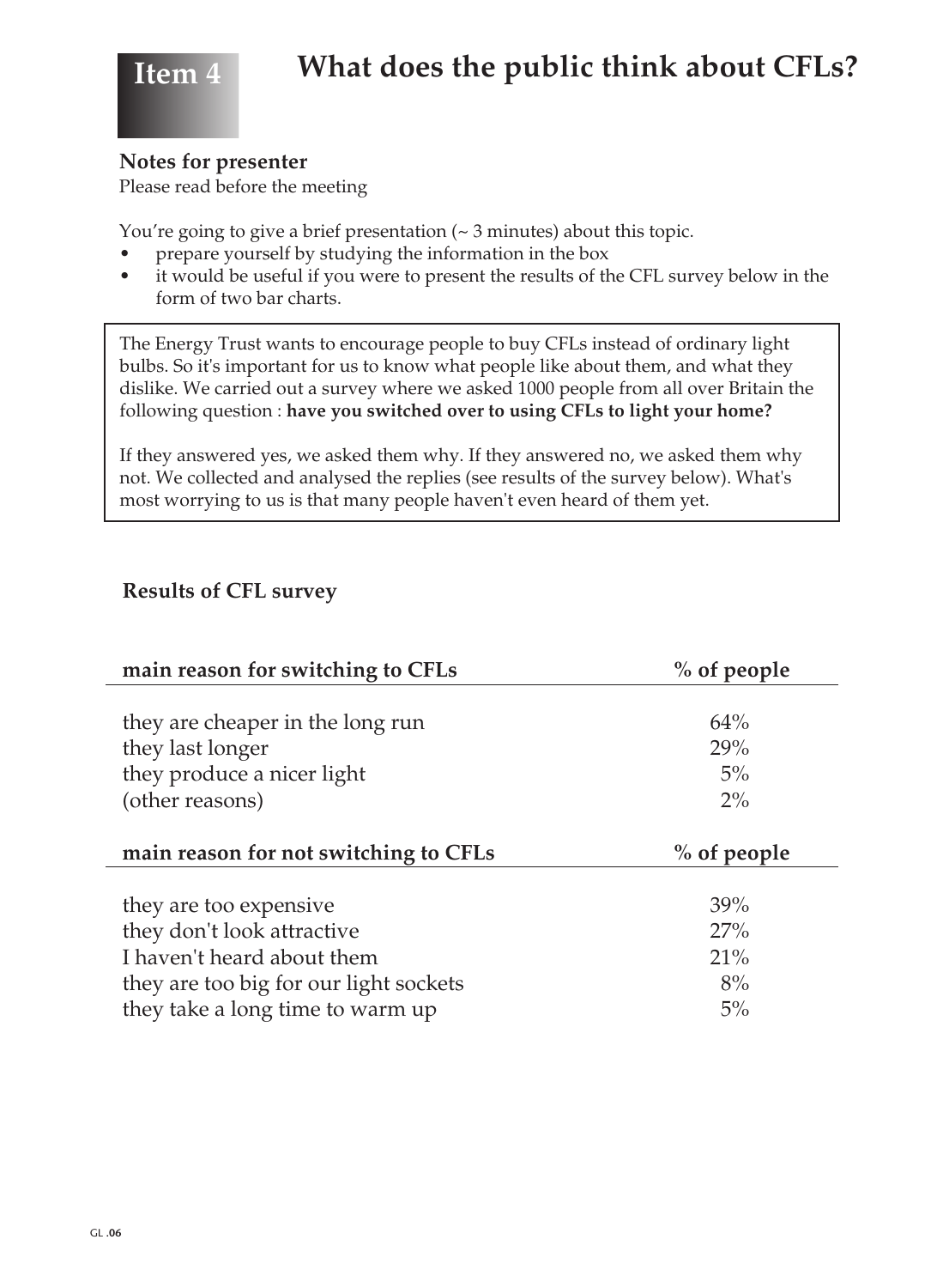# Item 4 What does the public think about CFLs?

**Notes for presenter**
Please read before the meeting

You're going to give a brief presentation (~ 3 minutes) about this topic.

- prepare yourself by studying the information in the box
- it would be useful if you were to present the results of the CFL survey below in the form of two bar charts.

> The Energy Trust wants to encourage people to buy CFLs instead of ordinary light bulbs. So it's important for us to know what people like about them, and what they dislike. We carried out a survey where we asked 1000 people from all over Britain the following question : **have you switched over to using CFLs to light your home?**
>
> If they answered yes, we asked them why. If they answered no, we asked them why not. We collected and analysed the replies (see results of the survey below). What's most worrying to us is that many people haven't even heard of them yet.

## Results of CFL survey

| main reason for switching to CFLs | % of people |
|---|---|
| they are cheaper in the long run | 64% |
| they last longer | 29% |
| they produce a nicer light | 5% |
| (other reasons) | 2% |

| main reason for not switching to CFLs | % of people |
|---|---|
| they are too expensive | 39% |
| they don't look attractive | 27% |
| I haven't heard about them | 21% |
| they are too big for our light sockets | 8% |
| they take a long time to warm up | 5% |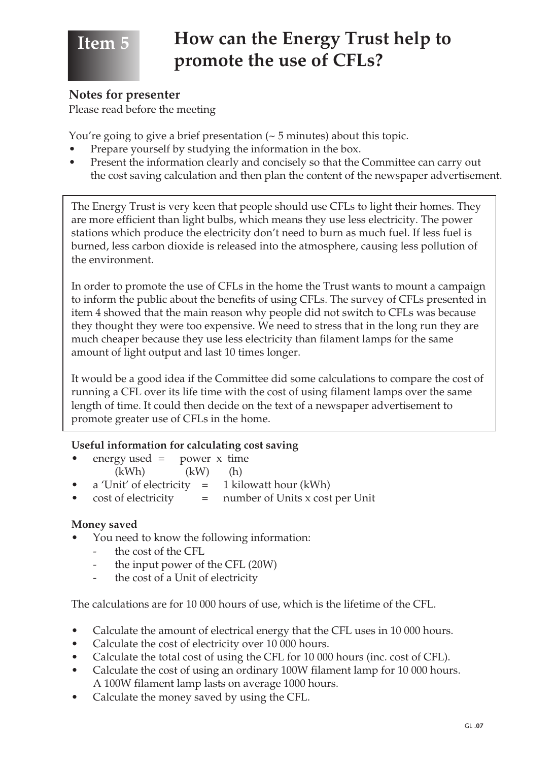# Item 5 How can the Energy Trust help to promote the use of CFLs?

**Notes for presenter**
Please read before the meeting

You're going to give a brief presentation (~ 5 minutes) about this topic.

- Prepare yourself by studying the information in the box.
- Present the information clearly and concisely so that the Committee can carry out the cost saving calculation and then plan the content of the newspaper advertisement.

> The Energy Trust is very keen that people should use CFLs to light their homes. They are more efficient than light bulbs, which means they use less electricity. The power stations which produce the electricity don't need to burn as much fuel. If less fuel is burned, less carbon dioxide is released into the atmosphere, causing less pollution of the environment.
>
> In order to promote the use of CFLs in the home the Trust wants to mount a campaign to inform the public about the benefits of using CFLs. The survey of CFLs presented in item 4 showed that the main reason why people did not switch to CFLs was because they thought they were too expensive. We need to stress that in the long run they are much cheaper because they use less electricity than filament lamps for the same amount of light output and last 10 times longer.
>
> It would be a good idea if the Committee did some calculations to compare the cost of running a CFL over its life time with the cost of using filament lamps over the same length of time. It could then decide on the text of a newspaper advertisement to promote greater use of CFLs in the home.

**Useful information for calculating cost saving**

- energy used (kWh) = power (kW) x time (h)
- a 'Unit' of electricity = 1 kilowatt hour (kWh)
- cost of electricity = number of Units x cost per Unit

**Money saved**

- You need to know the following information:
  - the cost of the CFL
  - the input power of the CFL (20W)
  - the cost of a Unit of electricity

The calculations are for 10 000 hours of use, which is the lifetime of the CFL.

- Calculate the amount of electrical energy that the CFL uses in 10 000 hours.
- Calculate the cost of electricity over 10 000 hours.
- Calculate the total cost of using the CFL for 10 000 hours (inc. cost of CFL).
- Calculate the cost of using an ordinary 100W filament lamp for 10 000 hours. A 100W filament lamp lasts on average 1000 hours.
- Calculate the money saved by using the CFL.